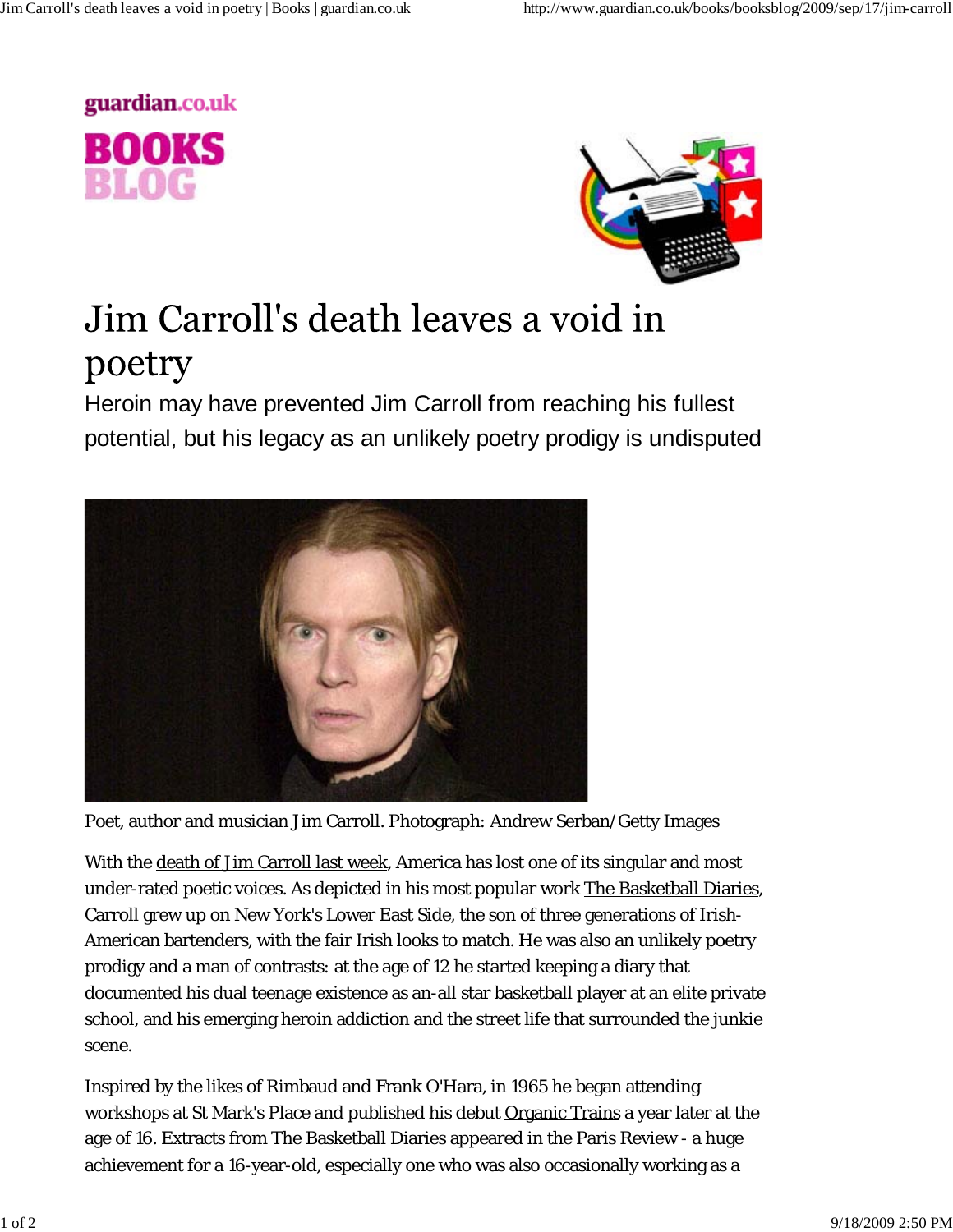guardian.co.uk

**BOOKS BLOG**

# Jim Carroll's death leaves a void in poetry

Heroin may have prevented Jim Carroll from reaching his fullest potential, but his legacy as an unlikely poetry prodigy is undisputed

Poet, author and musician Jim Carroll. Photograph: Andrew Serban/Getty Images

With the death of Jim Carroll last week, America has lost one of its singular and most under-rated poetic voices. As depicted in his most popular work The Basketball Diaries, Carroll grew up on New York's Lower East Side, the son of three generations of Irish-American bartenders, with the fair Irish looks to match. He was also an unlikely poetry prodigy and a man of contrasts: at the age of 12 he started keeping a diary that documented his dual teenage existence as an-all star basketball player at an elite private school, and his emerging heroin addiction and the street life that surrounded the junkie scene.

Inspired by the likes of Rimbaud and Frank O'Hara, in 1965 he began attending workshops at St Mark's Place and published his debut Organic Trains a year later at the age of 16. Extracts from The Basketball Diaries appeared in the Paris Review - a huge achievement for a 16-year-old, especially one who was also occasionally working as a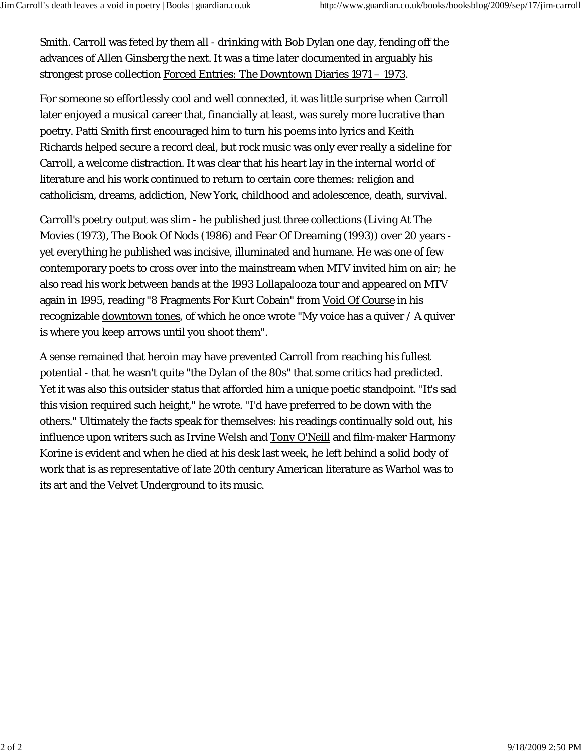Smith. Carroll was feted by them all - drinking with Bob Dylan one day, fending off the advances of Allen Ginsberg the next. It was a time later documented in arguably his strongest prose collection Forced Entries: The Downtown Diaries 1971 – 1973.

For someone so effortlessly cool and well connected, it was little surprise when Carroll later enjoyed a musical career that, financially at least, was surely more lucrative than poetry. Patti Smith first encouraged him to turn his poems into lyrics and Keith Richards helped secure a record deal, but rock music was only ever really a sideline for Carroll, a welcome distraction. It was clear that his heart lay in the internal world of literature and his work continued to return to certain core themes: religion and catholicism, dreams, addiction, New York, childhood and adolescence, death, survival.

Carroll's poetry output was slim - he published just three collections (Living At The Movies (1973), The Book Of Nods (1986) and Fear Of Dreaming (1993)) over 20 years - yet everything he published was incisive, illuminated and humane. He was one of few contemporary poets to cross over into the mainstream when MTV invited him on air; he also read his work between bands at the 1993 Lollapalooza tour and appeared on MTV again in 1995, reading "8 Fragments For Kurt Cobain" from Void Of Course in his recognizable downtown tones, of which he once wrote "My voice has a quiver / A quiver is where you keep arrows until you shoot them".

A sense remained that heroin may have prevented Carroll from reaching his fullest potential - that he wasn't quite "the Dylan of the 80s" that some critics had predicted. Yet it was also this outsider status that afforded him a unique poetic standpoint. "It's sad this vision required such height," he wrote. "I'd have preferred to be down with the others." Ultimately the facts speak for themselves: his readings continually sold out, his influence upon writers such as Irvine Welsh and Tony O'Neill and film-maker Harmony Korine is evident and when he died at his desk last week, he left behind a solid body of work that is as representative of late 20th century American literature as Warhol was to its art and the Velvet Underground to its music.